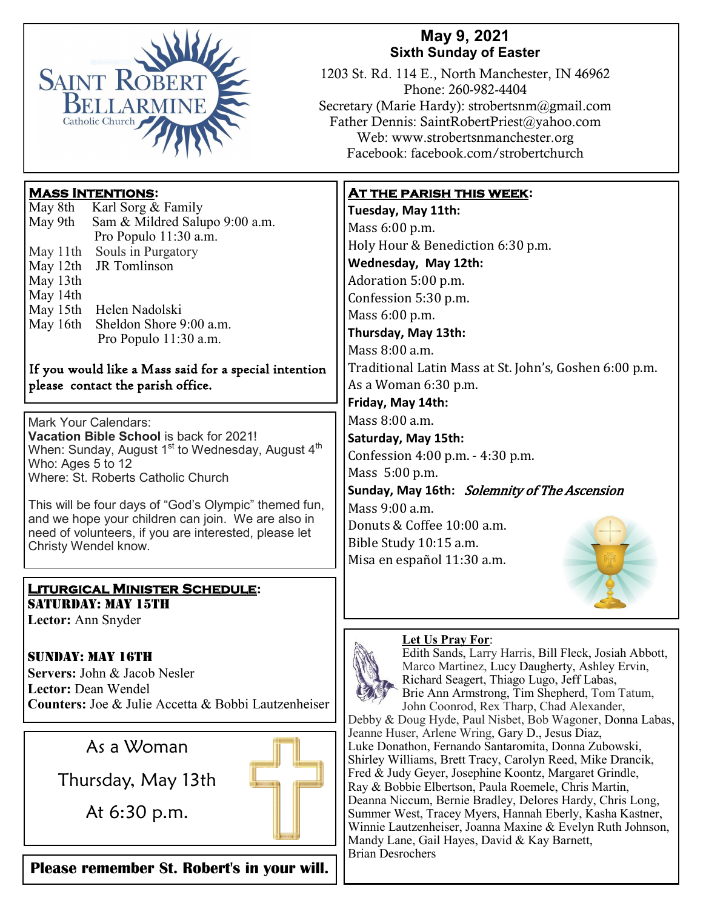Saint Robert Bellarmine Catholic Church

# May 9, 2021

## Sixth Sunday of Easter

1203 St. Rd. 114 E., North Manchester, IN 46962
Phone: 260-982-4404
Secretary (Marie Hardy): strobertsnm@gmail.com
Father Dennis: SaintRobertPriest@yahoo.com
Web: www.strobertsnmanchester.org
Facebook: facebook.com/strobertchurch

## Mass Intentions:

May 8th Karl Sorg & Family
May 9th Sam & Mildred Salupo 9:00 a.m.
Pro Populo 11:30 a.m.
May 11th Souls in Purgatory
May 12th JR Tomlinson
May 13th
May 14th
May 15th Helen Nadolski
May 16th Sheldon Shore 9:00 a.m.
Pro Populo 11:30 a.m.

If you would like a Mass said for a special intention please contact the parish office.

Mark Your Calendars:
**Vacation Bible School** is back for 2021!
When: Sunday, August 1st to Wednesday, August 4th
Who: Ages 5 to 12
Where: St. Roberts Catholic Church

This will be four days of "God's Olympic" themed fun, and we hope your children can join. We are also in need of volunteers, if you are interested, please let Christy Wendel know.

## Liturgical Minister Schedule:

### Saturday: May 15th

**Lector:** Ann Snyder

### Sunday: May 16th

**Servers:** John & Jacob Nesler
**Lector:** Dean Wendel
**Counters:** Joe & Julie Accetta & Bobbi Lautzenheiser

As a Woman
Thursday, May 13th
At 6:30 p.m.

**Please remember St. Robert's in your will.**

## At the parish this week:

**Tuesday, May 11th:**
Mass 6:00 p.m.
Holy Hour & Benediction 6:30 p.m.

**Wednesday, May 12th:**
Adoration 5:00 p.m.
Confession 5:30 p.m.
Mass 6:00 p.m.

**Thursday, May 13th:**
Mass 8:00 a.m.
Traditional Latin Mass at St. John's, Goshen 6:00 p.m.
As a Woman 6:30 p.m.

**Friday, May 14th:**
Mass 8:00 a.m.

**Saturday, May 15th:**
Confession 4:00 p.m. - 4:30 p.m.
Mass 5:00 p.m.

**Sunday, May 16th:** *Solemnity of The Ascension*
Mass 9:00 a.m.
Donuts & Coffee 10:00 a.m.
Bible Study 10:15 a.m.
Misa en español 11:30 a.m.

## Let Us Pray For:

Edith Sands, Larry Harris, Bill Fleck, Josiah Abbott, Marco Martinez, Lucy Daugherty, Ashley Ervin, Richard Seagert, Thiago Lugo, Jeff Labas, Brie Ann Armstrong, Tim Shepherd, Tom Tatum, John Coonrod, Rex Tharp, Chad Alexander, Debby & Doug Hyde, Paul Nisbet, Bob Wagoner, Donna Labas, Jeanne Huser, Arlene Wring, Gary D., Jesus Diaz, Luke Donathon, Fernando Santaromita, Donna Zubowski, Shirley Williams, Brett Tracy, Carolyn Reed, Mike Drancik, Fred & Judy Geyer, Josephine Koontz, Margaret Grindle, Ray & Bobbie Elbertson, Paula Roemele, Chris Martin, Deanna Niccum, Bernie Bradley, Delores Hardy, Chris Long, Summer West, Tracey Myers, Hannah Eberly, Kasha Kastner, Winnie Lautzenheiser, Joanna Maxine & Evelyn Ruth Johnson, Mandy Lane, Gail Hayes, David & Kay Barnett, Brian Desrochers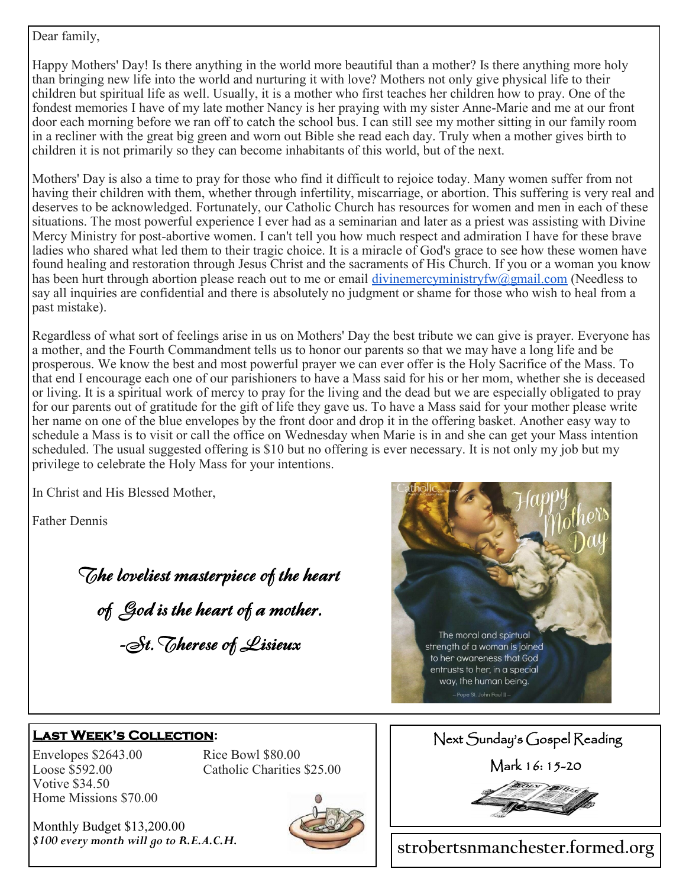Dear family,

Happy Mothers' Day! Is there anything in the world more beautiful than a mother? Is there anything more holy than bringing new life into the world and nurturing it with love? Mothers not only give physical life to their children but spiritual life as well. Usually, it is a mother who first teaches her children how to pray. One of the fondest memories I have of my late mother Nancy is her praying with my sister Anne-Marie and me at our front door each morning before we ran off to catch the school bus. I can still see my mother sitting in our family room in a recliner with the great big green and worn out Bible she read each day. Truly when a mother gives birth to children it is not primarily so they can become inhabitants of this world, but of the next.

Mothers' Day is also a time to pray for those who find it difficult to rejoice today. Many women suffer from not having their children with them, whether through infertility, miscarriage, or abortion. This suffering is very real and deserves to be acknowledged. Fortunately, our Catholic Church has resources for women and men in each of these situations. The most powerful experience I ever had as a seminarian and later as a priest was assisting with Divine Mercy Ministry for post-abortive women. I can't tell you how much respect and admiration I have for these brave ladies who shared what led them to their tragic choice. It is a miracle of God's grace to see how these women have found healing and restoration through Jesus Christ and the sacraments of His Church. If you or a woman you know has been hurt through abortion please reach out to me or email divinemercyministryfw@gmail.com (Needless to say all inquiries are confidential and there is absolutely no judgment or shame for those who wish to heal from a past mistake).

Regardless of what sort of feelings arise in us on Mothers' Day the best tribute we can give is prayer. Everyone has a mother, and the Fourth Commandment tells us to honor our parents so that we may have a long life and be prosperous. We know the best and most powerful prayer we can ever offer is the Holy Sacrifice of the Mass. To that end I encourage each one of our parishioners to have a Mass said for his or her mom, whether she is deceased or living. It is a spiritual work of mercy to pray for the living and the dead but we are especially obligated to pray for our parents out of gratitude for the gift of life they gave us. To have a Mass said for your mother please write her name on one of the blue envelopes by the front door and drop it in the offering basket. Another easy way to schedule a Mass is to visit or call the office on Wednesday when Marie is in and she can get your Mass intention scheduled. The usual suggested offering is $10 but no offering is ever necessary. It is not only my job but my privilege to celebrate the Holy Mass for your intentions.

In Christ and His Blessed Mother,

Father Dennis

*The loveliest masterpiece of the heart of God is the heart of a mother.*

*-St. Therese of Lisieux*

Happy Mother's Day

The moral and spirtual strength of a woman is joined to her awareness that God entrusts to her, in a special way, the human being.

-- Pope St. John Paul II --

## Last Week's Collection:

Envelopes $2643.00
Loose $592.00
Votive $34.50
Home Missions $70.00
Rice Bowl $80.00
Catholic Charities $25.00

Monthly Budget $13,200.00
***$100 every month will go to R.E.A.C.H.***

Next Sunday's Gospel Reading

Mark 16: 15-20

**strobertsnmanchester.formed.org**